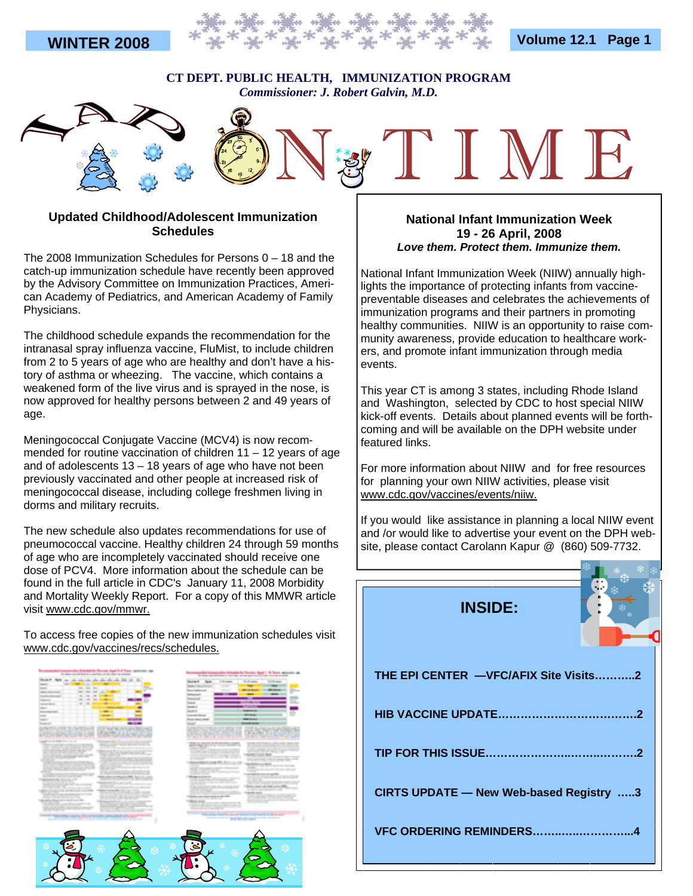# WINTER 2008

**CT DEPT. PUBLIC HEALTH, IMMUNIZATION PROGRAM**
*Commissioner: J. Robert Galvin, M.D.*

# NAP-N-TIME

## Updated Childhood/Adolescent Immunization Schedules

The 2008 Immunization Schedules for Persons 0 – 18 and the catch-up immunization schedule have recently been approved by the Advisory Committee on Immunization Practices, American Academy of Pediatrics, and American Academy of Family Physicians.

The childhood schedule expands the recommendation for the intranasal spray influenza vaccine, FluMist, to include children from 2 to 5 years of age who are healthy and don't have a history of asthma or wheezing. The vaccine, which contains a weakened form of the live virus and is sprayed in the nose, is now approved for healthy persons between 2 and 49 years of age.

Meningococcal Conjugate Vaccine (MCV4) is now recommended for routine vaccination of children 11 – 12 years of age and of adolescents 13 – 18 years of age who have not been previously vaccinated and other people at increased risk of meningococcal disease, including college freshmen living in dorms and military recruits.

The new schedule also updates recommendations for use of pneumococcal vaccine. Healthy children 24 through 59 months of age who are incompletely vaccinated should receive one dose of PCV4. More information about the schedule can be found in the full article in CDC's January 11, 2008 Morbidity and Mortality Weekly Report. For a copy of this MMWR article visit www.cdc.gov/mmwr.

To access free copies of the new immunization schedules visit www.cdc.gov/vaccines/recs/schedules.

## National Infant Immunization Week
## 19 - 26 April, 2008
***Love them. Protect them. Immunize them.***

National Infant Immunization Week (NIIW) annually highlights the importance of protecting infants from vaccine-preventable diseases and celebrates the achievements of immunization programs and their partners in promoting healthy communities. NIIW is an opportunity to raise community awareness, provide education to healthcare workers, and promote infant immunization through media events.

This year CT is among 3 states, including Rhode Island and Washington, selected by CDC to host special NIIW kick-off events. Details about planned events will be forthcoming and will be available on the DPH website under featured links.

For more information about NIIW and for free resources for planning your own NIIW activities, please visit www.cdc.gov/vaccines/events/niiw.

If you would like assistance in planning a local NIIW event and /or would like to advertise your event on the DPH website, please contact Carolann Kapur @ (860) 509-7732.

## INSIDE:

- **THE EPI CENTER —VFC/AFIX Site Visits………..2**
- **HIB VACCINE UPDATE……………………………….2**
- **TIP FOR THIS ISSUE…………………………..……..2**
- **CIRTS UPDATE — New Web-based Registry …..3**
- **VFC ORDERING REMINDERS………..…………...4**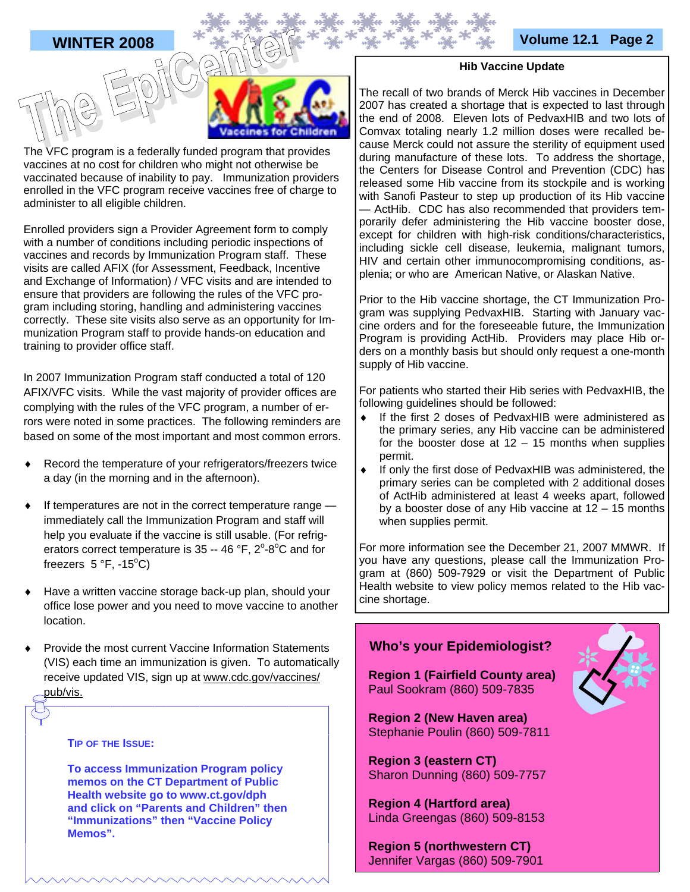The VFC program is a federally funded program that provides vaccines at no cost for children who might not otherwise be vaccinated because of inability to pay. Immunization providers enrolled in the VFC program receive vaccines free of charge to administer to all eligible children.

Enrolled providers sign a Provider Agreement form to comply with a number of conditions including periodic inspections of vaccines and records by Immunization Program staff. These visits are called AFIX (for Assessment, Feedback, Incentive and Exchange of Information) / VFC visits and are intended to ensure that providers are following the rules of the VFC program including storing, handling and administering vaccines correctly. These site visits also serve as an opportunity for Immunization Program staff to provide hands-on education and training to provider office staff.

In 2007 Immunization Program staff conducted a total of 120 AFIX/VFC visits. While the vast majority of provider offices are complying with the rules of the VFC program, a number of errors were noted in some practices. The following reminders are based on some of the most important and most common errors.

- Record the temperature of your refrigerators/freezers twice a day (in the morning and in the afternoon).
- If temperatures are not in the correct temperature range — immediately call the Immunization Program and staff will help you evaluate if the vaccine is still usable. (For refrigerators correct temperature is 35 -- 46 °F, 2°-8°C and for freezers 5 °F, -15°C)
- Have a written vaccine storage back-up plan, should your office lose power and you need to move vaccine to another location.
- Provide the most current Vaccine Information Statements (VIS) each time an immunization is given. To automatically receive updated VIS, sign up at www.cdc.gov/vaccines/pub/vis.

**TIP OF THE ISSUE:**

**To access Immunization Program policy memos on the CT Department of Public Health website go to www.ct.gov/dph and click on "Parents and Children" then "Immunizations" then "Vaccine Policy Memos".**

## Hib Vaccine Update

The recall of two brands of Merck Hib vaccines in December 2007 has created a shortage that is expected to last through the end of 2008. Eleven lots of PedvaxHIB and two lots of Comvax totaling nearly 1.2 million doses were recalled because Merck could not assure the sterility of equipment used during manufacture of these lots. To address the shortage, the Centers for Disease Control and Prevention (CDC) has released some Hib vaccine from its stockpile and is working with Sanofi Pasteur to step up production of its Hib vaccine — ActHib. CDC has also recommended that providers temporarily defer administering the Hib vaccine booster dose, except for children with high-risk conditions/characteristics, including sickle cell disease, leukemia, malignant tumors, HIV and certain other immunocompromising conditions, asplenia; or who are American Native, or Alaskan Native.

Prior to the Hib vaccine shortage, the CT Immunization Program was supplying PedvaxHIB. Starting with January vaccine orders and for the foreseeable future, the Immunization Program is providing ActHib. Providers may place Hib orders on a monthly basis but should only request a one-month supply of Hib vaccine.

For patients who started their Hib series with PedvaxHIB, the following guidelines should be followed:

- If the first 2 doses of PedvaxHIB were administered as the primary series, any Hib vaccine can be administered for the booster dose at 12 – 15 months when supplies permit.
- If only the first dose of PedvaxHIB was administered, the primary series can be completed with 2 additional doses of ActHib administered at least 4 weeks apart, followed by a booster dose of any Hib vaccine at 12 – 15 months when supplies permit.

For more information see the December 21, 2007 MMWR. If you have any questions, please call the Immunization Program at (860) 509-7929 or visit the Department of Public Health website to view policy memos related to the Hib vaccine shortage.

## Who's your Epidemiologist?

**Region 1 (Fairfield County area)**
Paul Sookram (860) 509-7835

**Region 2 (New Haven area)**
Stephanie Poulin (860) 509-7811

**Region 3 (eastern CT)**
Sharon Dunning (860) 509-7757

**Region 4 (Hartford area)**
Linda Greengas (860) 509-8153

**Region 5 (northwestern CT)**
Jennifer Vargas (860) 509-7901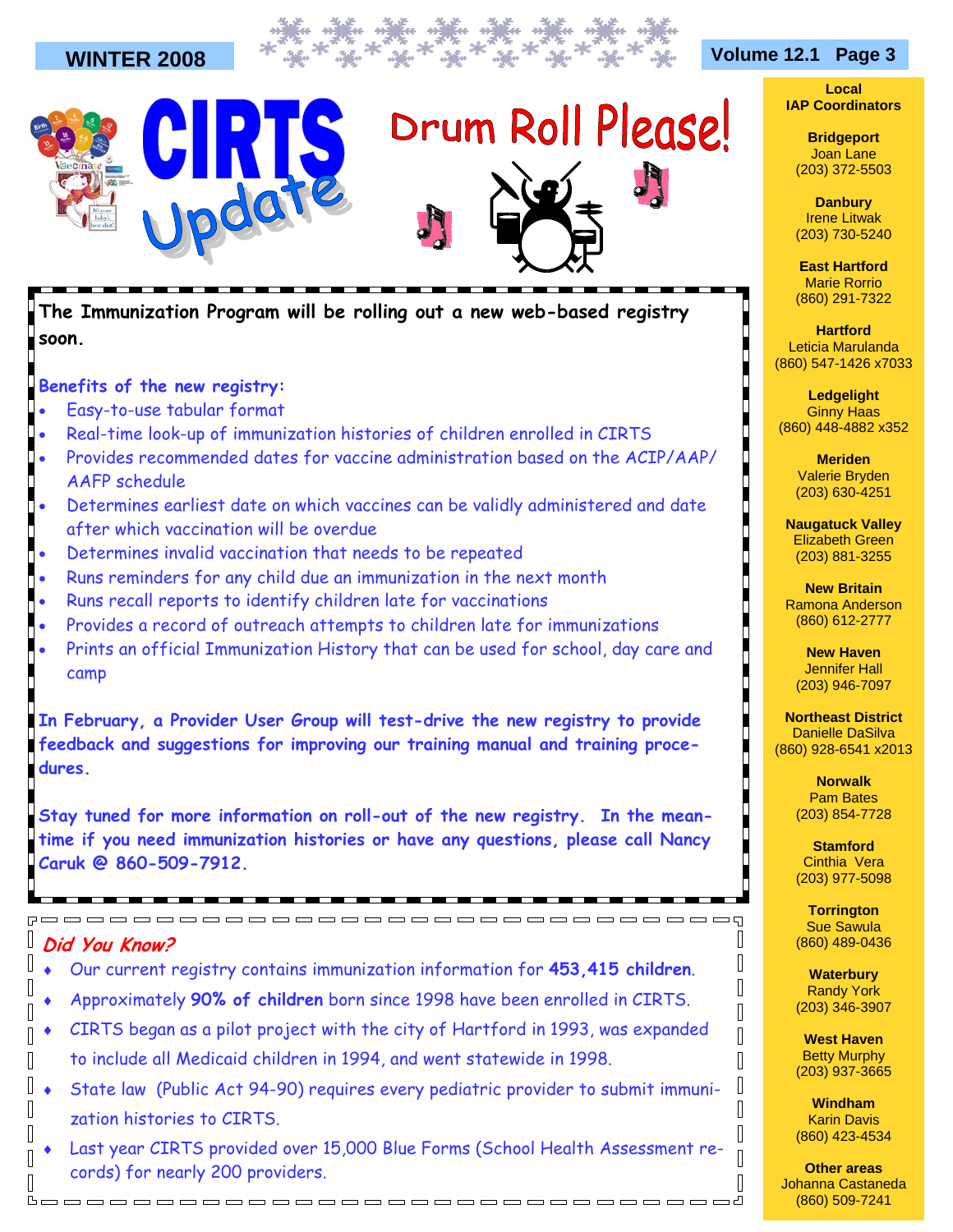# CIRTS Update

## Drum Roll Please!

**The Immunization Program will be rolling out a new web-based registry soon.**

**Benefits of the new registry:**

- Easy-to-use tabular format
- Real-time look-up of immunization histories of children enrolled in CIRTS
- Provides recommended dates for vaccine administration based on the ACIP/AAP/AAFP schedule
- Determines earliest date on which vaccines can be validly administered and date after which vaccination will be overdue
- Determines invalid vaccination that needs to be repeated
- Runs reminders for any child due an immunization in the next month
- Runs recall reports to identify children late for vaccinations
- Provides a record of outreach attempts to children late for immunizations
- Prints an official Immunization History that can be used for school, day care and camp

**In February, a Provider User Group will test-drive the new registry to provide feedback and suggestions for improving our training manual and training procedures.**

***Stay tuned for more information on roll-out of the new registry. In the meantime if you need immunization histories or have any questions, please call Nancy Caruk @ 860-509-7912.***

### *Did You Know?*

- Our current registry contains immunization information for **453,415 children**.
- Approximately **90% of children** born since 1998 have been enrolled in CIRTS.
- CIRTS began as a pilot project with the city of Hartford in 1993, was expanded to include all Medicaid children in 1994, and went statewide in 1998.
- State law (Public Act 94-90) requires every pediatric provider to submit immunization histories to CIRTS.
- Last year CIRTS provided over 15,000 Blue Forms (School Health Assessment records) for nearly 200 providers.

## Local IAP Coordinators

**Bridgeport**
Joan Lane
(203) 372-5503

**Danbury**
Irene Litwak
(203) 730-5240

**East Hartford**
Marie Rorrio
(860) 291-7322

**Hartford**
Leticia Marulanda
(860) 547-1426 x7033

**Ledgelight**
Ginny Haas
(860) 448-4882 x352

**Meriden**
Valerie Bryden
(203) 630-4251

**Naugatuck Valley**
Elizabeth Green
(203) 881-3255

**New Britain**
Ramona Anderson
(860) 612-2777

**New Haven**
Jennifer Hall
(203) 946-7097

**Northeast District**
Danielle DaSilva
(860) 928-6541 x2013

**Norwalk**
Pam Bates
(203) 854-7728

**Stamford**
Cinthia Vera
(203) 977-5098

**Torrington**
Sue Sawula
(860) 489-0436

**Waterbury**
Randy York
(203) 346-3907

**West Haven**
Betty Murphy
(203) 937-3665

**Windham**
Karin Davis
(860) 423-4534

**Other areas**
Johanna Castaneda
(860) 509-7241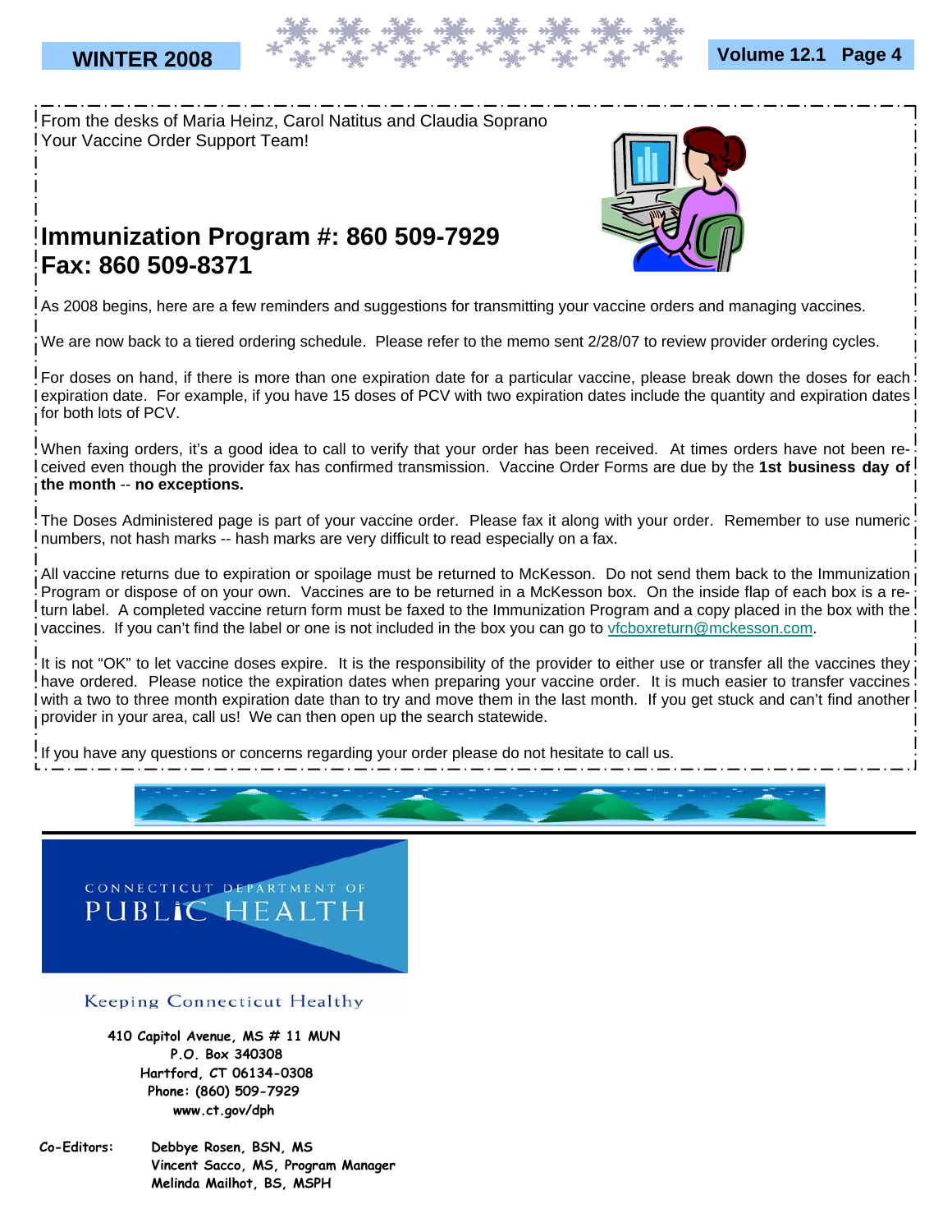From the desks of Maria Heinz, Carol Natitus and Claudia Soprano
Your Vaccine Order Support Team!

## Immunization Program #: 860 509-7929
## Fax: 860 509-8371

As 2008 begins, here are a few reminders and suggestions for transmitting your vaccine orders and managing vaccines.

We are now back to a tiered ordering schedule. Please refer to the memo sent 2/28/07 to review provider ordering cycles.

For doses on hand, if there is more than one expiration date for a particular vaccine, please break down the doses for each expiration date. For example, if you have 15 doses of PCV with two expiration dates include the quantity and expiration dates for both lots of PCV.

When faxing orders, it's a good idea to call to verify that your order has been received. At times orders have not been received even though the provider fax has confirmed transmission. Vaccine Order Forms are due by the **1st business day of the month** -- **no exceptions.**

The Doses Administered page is part of your vaccine order. Please fax it along with your order. Remember to use numeric numbers, not hash marks -- hash marks are very difficult to read especially on a fax.

All vaccine returns due to expiration or spoilage must be returned to McKesson. Do not send them back to the Immunization Program or dispose of on your own. Vaccines are to be returned in a McKesson box. On the inside flap of each box is a return label. A completed vaccine return form must be faxed to the Immunization Program and a copy placed in the box with the vaccines. If you can't find the label or one is not included in the box you can go to vfcboxreturn@mckesson.com.

It is not "OK" to let vaccine doses expire. It is the responsibility of the provider to either use or transfer all the vaccines they have ordered. Please notice the expiration dates when preparing your vaccine order. It is much easier to transfer vaccines with a two to three month expiration date than to try and move them in the last month. If you get stuck and can't find another provider in your area, call us! We can then open up the search statewide.

If you have any questions or concerns regarding your order please do not hesitate to call us.

---

CONNECTICUT DEPARTMENT OF
PUBLIC HEALTH

Keeping Connecticut Healthy

**410 Capitol Avenue, MS # 11 MUN**
**P.O. Box 340308**
**Hartford, CT 06134-0308**
**Phone: (860) 509-7929**
**www.ct.gov/dph**

**Co-Editors:**
**Debbye Rosen, BSN, MS**
**Vincent Sacco, MS, Program Manager**
**Melinda Mailhot, BS, MSPH**